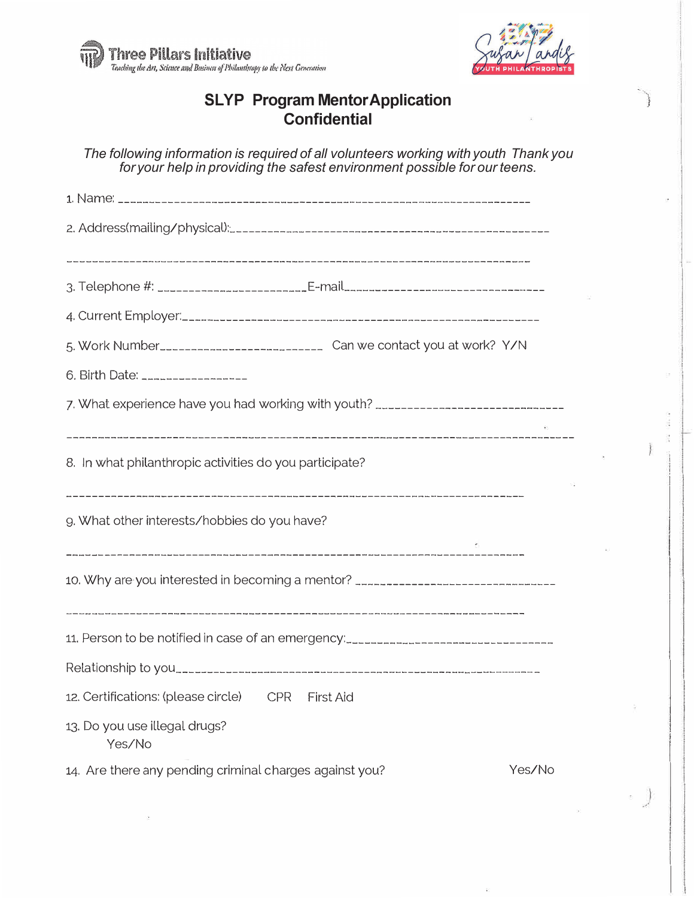Three Pillars Initiative
*Teaching the Art, Science and Business of Philanthropy to the Next Generation*

Susan Landis
YOUTH PHILANTHROPISTS

# SLYP Program Mentor Application
## Confidential

*The following information is required of all volunteers working with youth Thank you for your help in providing the safest environment possible for our teens.*

1. Name: ___________________________________________________________________

2. Address(mailing/physical):_______________________________________________

_______________________________________________________________________

3. Telephone #: ______________________E-mail____________________________

4. Current Employer:___________________________________________________

5. Work Number________________________ Can we contact you at work? Y/N

6. Birth Date: ________________

7. What experience have you had working with youth? ________________________

_______________________________________________________________________

8. In what philanthropic activities do you participate?

_______________________________________________________________________

9. What other interests/hobbies do you have?

_______________________________________________________________________

10. Why are you interested in becoming a mentor? _____________________________

_______________________________________________________________________

11. Person to be notified in case of an emergency:______________________________

Relationship to you______________________________________________________

12. Certifications: (please circle) CPR First Aid

13. Do you use illegal drugs?
Yes/No

14. Are there any pending criminal charges against you? Yes/No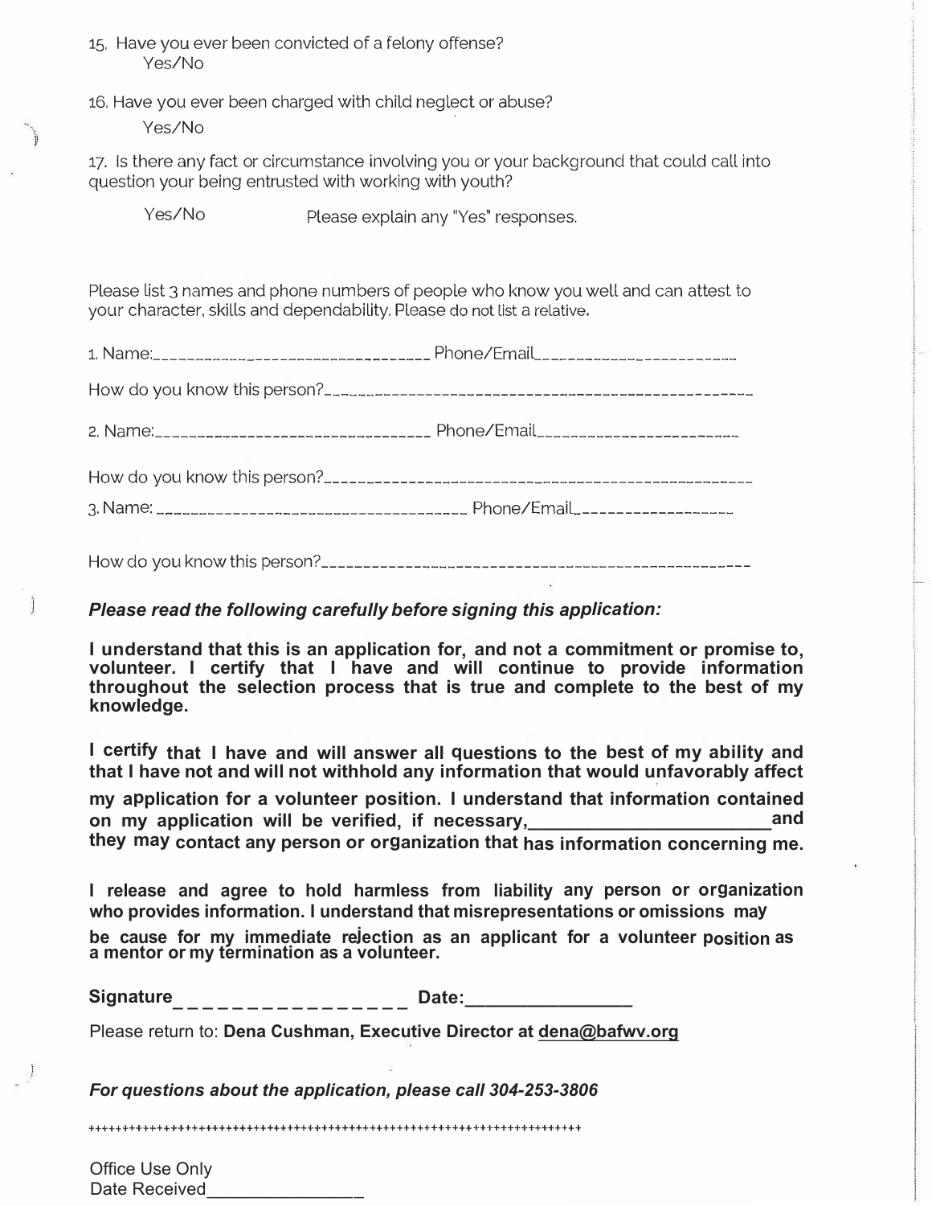15. Have you ever been convicted of a felony offense?
    Yes/No

16. Have you ever been charged with child neglect or abuse?
    Yes/No

17. Is there any fact or circumstance involving you or your background that could call into question your being entrusted with working with youth?

    Yes/No        Please explain any "Yes" responses.

Please list 3 names and phone numbers of people who know you well and can attest to your character, skills and dependability. Please do not list a relative.

1. Name:___________________________________ Phone/Email________________________

How do you know this person?__________________________________________________

2. Name:___________________________________ Phone/Email________________________

How do you know this person?__________________________________________________

3. Name: ___________________________________ Phone/Email__________________

How do you know this person?__________________________________________________

***Please read the following carefully before signing this application:***

**I understand that this is an application for, and not a commitment or promise to, volunteer. I certify that I have and will continue to provide information throughout the selection process that is true and complete to the best of my knowledge.**

**I certify that I have and will answer all questions to the best of my ability and that I have not and will not withhold any information that would unfavorably affect my application for a volunteer position. I understand that information contained on my application will be verified, if necessary,________________________and they may contact any person or organization that has information concerning me.**

**I release and agree to hold harmless from liability any person or organization who provides information. I understand that misrepresentations or omissions may be cause for my immediate rejection as an applicant for a volunteer position as a mentor or my termination as a volunteer.**

**Signature**________________ **Date:**________________

Please return to: **Dena Cushman, Executive Director at dena@bafwv.org**

***For questions about the application, please call 304-253-3806***

++++++++++++++++++++++++++++++++++++++++++++++++++++++++++++++++++++++++++

Office Use Only
Date Received________________